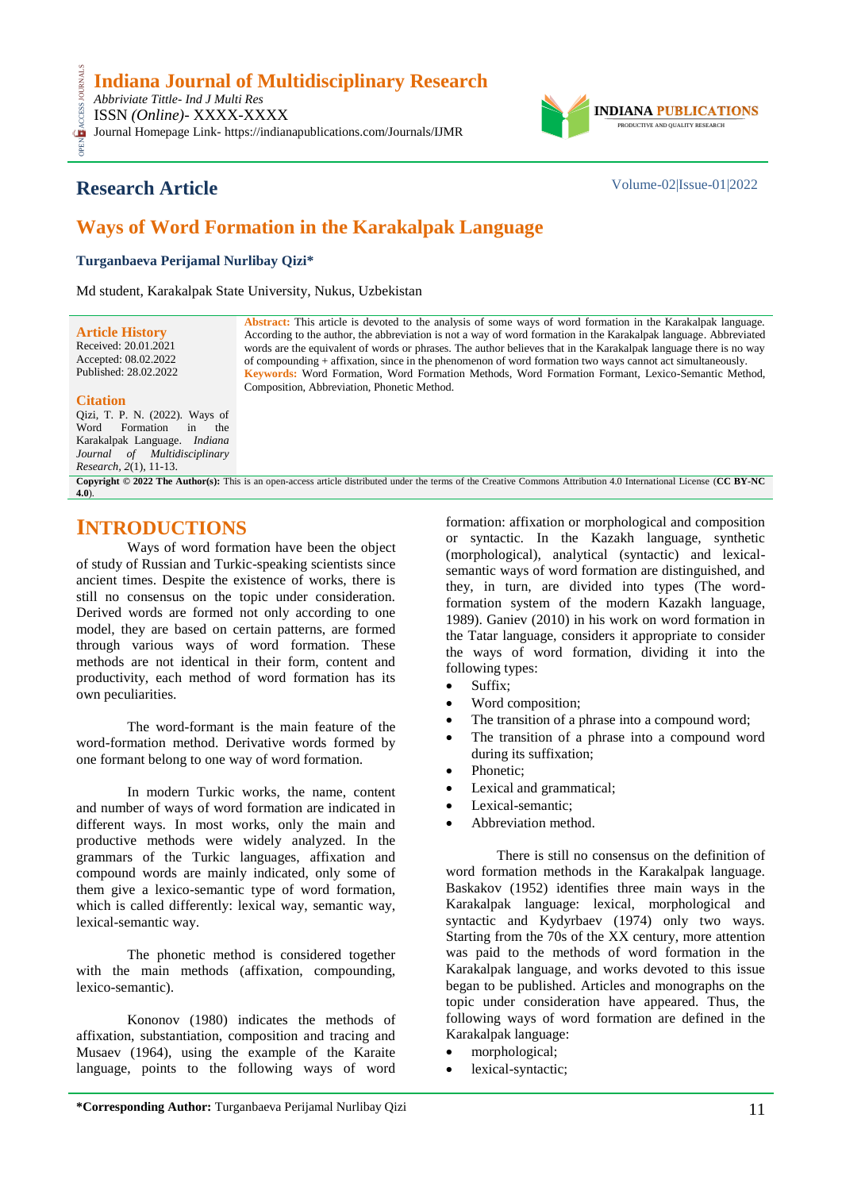# Indiana Journal of Multidisciplinary Research

*Abbriviate Tittle- Ind J Multi Res*
ISSN *(Online)*- XXXX-XXXX
Journal Homepage Link- https://indianapublications.com/Journals/IJMR

INDIANA PUBLICATIONS
PRODUCTIVE AND QUALITY RESEARCH

## Research Article

Volume-02|Issue-01|2022

# Ways of Word Formation in the Karakalpak Language

**Turganbaeva Perijamal Nurlibay Qizi***

Md student, Karakalpak State University, Nukus, Uzbekistan

**Article History**
Received: 20.01.2021
Accepted: 08.02.2022
Published: 28.02.2022

**Citation**
Qizi, T. P. N. (2022). Ways of Word Formation in the Karakalpak Language. *Indiana Journal of Multidisciplinary Research, 2*(1), 11-13.

**Abstract:** This article is devoted to the analysis of some ways of word formation in the Karakalpak language. According to the author, the abbreviation is not a way of word formation in the Karakalpak language. Abbreviated words are the equivalent of words or phrases. The author believes that in the Karakalpak language there is no way of compounding + affixation, since in the phenomenon of word formation two ways cannot act simultaneously.

**Keywords:** Word Formation, Word Formation Methods, Word Formation Formant, Lexico-Semantic Method, Composition, Abbreviation, Phonetic Method.

**Copyright © 2022 The Author(s):** This is an open-access article distributed under the terms of the Creative Commons Attribution 4.0 International License (**CC BY-NC 4.0**).

## INTRODUCTIONS

Ways of word formation have been the object of study of Russian and Turkic-speaking scientists since ancient times. Despite the existence of works, there is still no consensus on the topic under consideration. Derived words are formed not only according to one model, they are based on certain patterns, are formed through various ways of word formation. These methods are not identical in their form, content and productivity, each method of word formation has its own peculiarities.

The word-formant is the main feature of the word-formation method. Derivative words formed by one formant belong to one way of word formation.

In modern Turkic works, the name, content and number of ways of word formation are indicated in different ways. In most works, only the main and productive methods were widely analyzed. In the grammars of the Turkic languages, affixation and compound words are mainly indicated, only some of them give a lexico-semantic type of word formation, which is called differently: lexical way, semantic way, lexical-semantic way.

The phonetic method is considered together with the main methods (affixation, compounding, lexico-semantic).

Kononov (1980) indicates the methods of affixation, substantiation, composition and tracing and Musaev (1964), using the example of the Karaite language, points to the following ways of word formation: affixation or morphological and composition or syntactic. In the Kazakh language, synthetic (morphological), analytical (syntactic) and lexical-semantic ways of word formation are distinguished, and they, in turn, are divided into types (The word-formation system of the modern Kazakh language, 1989). Ganiev (2010) in his work on word formation in the Tatar language, considers it appropriate to consider the ways of word formation, dividing it into the following types:

- Suffix;
- Word composition;
- The transition of a phrase into a compound word;
- The transition of a phrase into a compound word during its suffixation;
- Phonetic;
- Lexical and grammatical;
- Lexical-semantic;
- Abbreviation method.

There is still no consensus on the definition of word formation methods in the Karakalpak language. Baskakov (1952) identifies three main ways in the Karakalpak language: lexical, morphological and syntactic and Kydyrbaev (1974) only two ways. Starting from the 70s of the XX century, more attention was paid to the methods of word formation in the Karakalpak language, and works devoted to this issue began to be published. Articles and monographs on the topic under consideration have appeared. Thus, the following ways of word formation are defined in the Karakalpak language:

- morphological;
- lexical-syntactic;

**\*Corresponding Author:** Turganbaeva Perijamal Nurlibay Qizi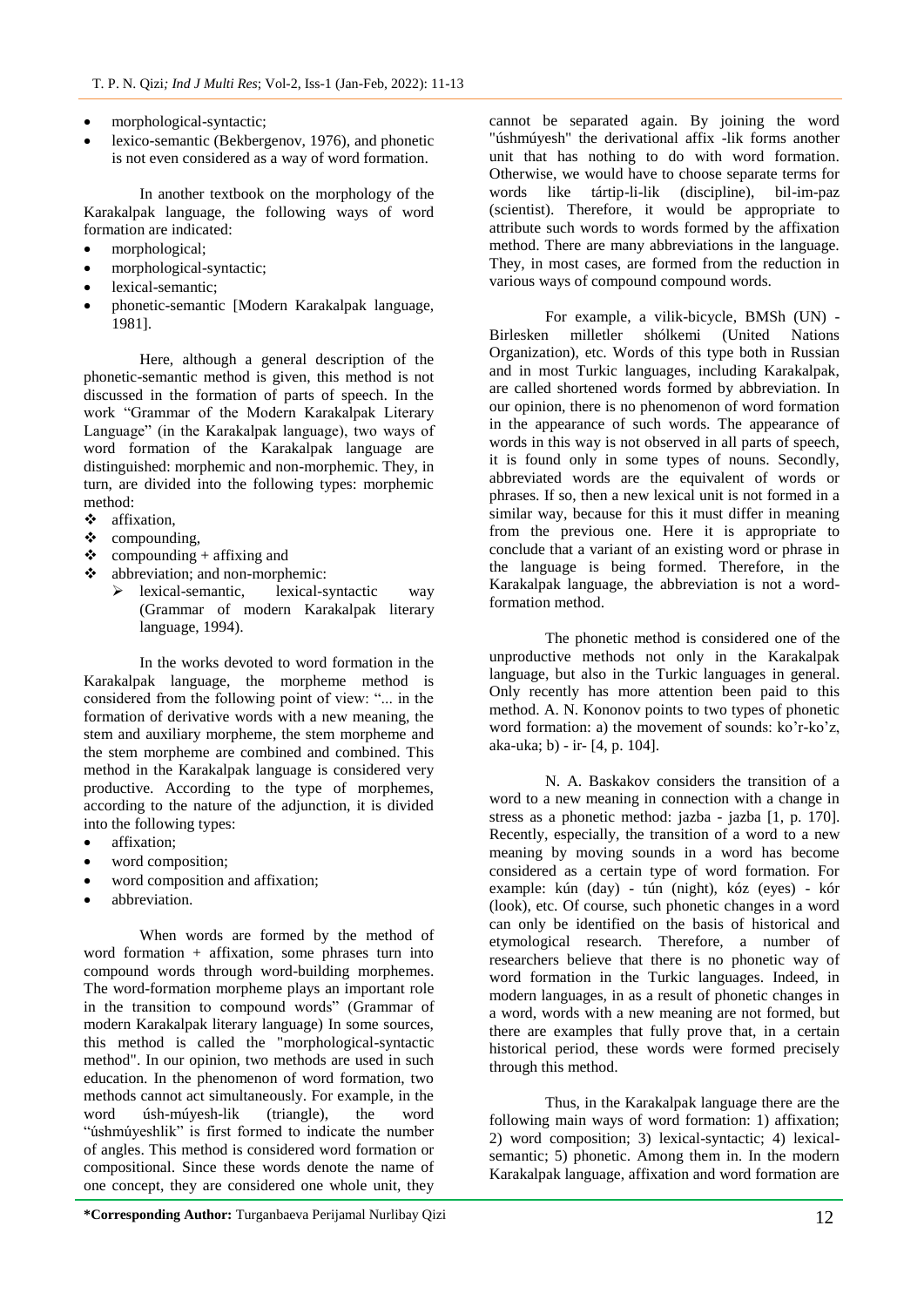- morphological-syntactic;
- lexico-semantic (Bekbergenov, 1976), and phonetic is not even considered as a way of word formation.

In another textbook on the morphology of the Karakalpak language, the following ways of word formation are indicated:

- morphological;
- morphological-syntactic;
- lexical-semantic;
- phonetic-semantic [Modern Karakalpak language, 1981].

Here, although a general description of the phonetic-semantic method is given, this method is not discussed in the formation of parts of speech. In the work "Grammar of the Modern Karakalpak Literary Language" (in the Karakalpak language), two ways of word formation of the Karakalpak language are distinguished: morphemic and non-morphemic. They, in turn, are divided into the following types: morphemic method:

- affixation,
- compounding,
- compounding + affixing and
- abbreviation; and non-morphemic:
  - lexical-semantic, lexical-syntactic way (Grammar of modern Karakalpak literary language, 1994).

In the works devoted to word formation in the Karakalpak language, the morpheme method is considered from the following point of view: "... in the formation of derivative words with a new meaning, the stem and auxiliary morpheme, the stem morpheme and the stem morpheme are combined and combined. This method in the Karakalpak language is considered very productive. According to the type of morphemes, according to the nature of the adjunction, it is divided into the following types:

- affixation;
- word composition;
- word composition and affixation;
- abbreviation.

When words are formed by the method of word formation + affixation, some phrases turn into compound words through word-building morphemes. The word-formation morpheme plays an important role in the transition to compound words" (Grammar of modern Karakalpak literary language) In some sources, this method is called the "morphological-syntactic method". In our opinion, two methods are used in such education. In the phenomenon of word formation, two methods cannot act simultaneously. For example, in the word úsh-múyesh-lik (triangle), the word "úshmúyeshlik" is first formed to indicate the number of angles. This method is considered word formation or compositional. Since these words denote the name of one concept, they are considered one whole unit, they cannot be separated again. By joining the word "úshmúyesh" the derivational affix -lik forms another unit that has nothing to do with word formation. Otherwise, we would have to choose separate terms for words like tártip-li-lik (discipline), bil-im-paz (scientist). Therefore, it would be appropriate to attribute such words to words formed by the affixation method. There are many abbreviations in the language. They, in most cases, are formed from the reduction in various ways of compound compound words.

For example, a vilik-bicycle, BMSh (UN) - Birlesken milletler shólkemi (United Nations Organization), etc. Words of this type both in Russian and in most Turkic languages, including Karakalpak, are called shortened words formed by abbreviation. In our opinion, there is no phenomenon of word formation in the appearance of such words. The appearance of words in this way is not observed in all parts of speech, it is found only in some types of nouns. Secondly, abbreviated words are the equivalent of words or phrases. If so, then a new lexical unit is not formed in a similar way, because for this it must differ in meaning from the previous one. Here it is appropriate to conclude that a variant of an existing word or phrase in the language is being formed. Therefore, in the Karakalpak language, the abbreviation is not a word-formation method.

The phonetic method is considered one of the unproductive methods not only in the Karakalpak language, but also in the Turkic languages in general. Only recently has more attention been paid to this method. A. N. Kononov points to two types of phonetic word formation: a) the movement of sounds: ko'r-ko'z, aka-uka; b) - ir- [4, p. 104].

N. A. Baskakov considers the transition of a word to a new meaning in connection with a change in stress as a phonetic method: jazba - jazba [1, p. 170]. Recently, especially, the transition of a word to a new meaning by moving sounds in a word has become considered as a certain type of word formation. For example: kún (day) - tún (night), kóz (eyes) - kór (look), etc. Of course, such phonetic changes in a word can only be identified on the basis of historical and etymological research. Therefore, a number of researchers believe that there is no phonetic way of word formation in the Turkic languages. Indeed, in modern languages, in as a result of phonetic changes in a word, words with a new meaning are not formed, but there are examples that fully prove that, in a certain historical period, these words were formed precisely through this method.

Thus, in the Karakalpak language there are the following main ways of word formation: 1) affixation; 2) word composition; 3) lexical-syntactic; 4) lexical-semantic; 5) phonetic. Among them in. In the modern Karakalpak language, affixation and word formation are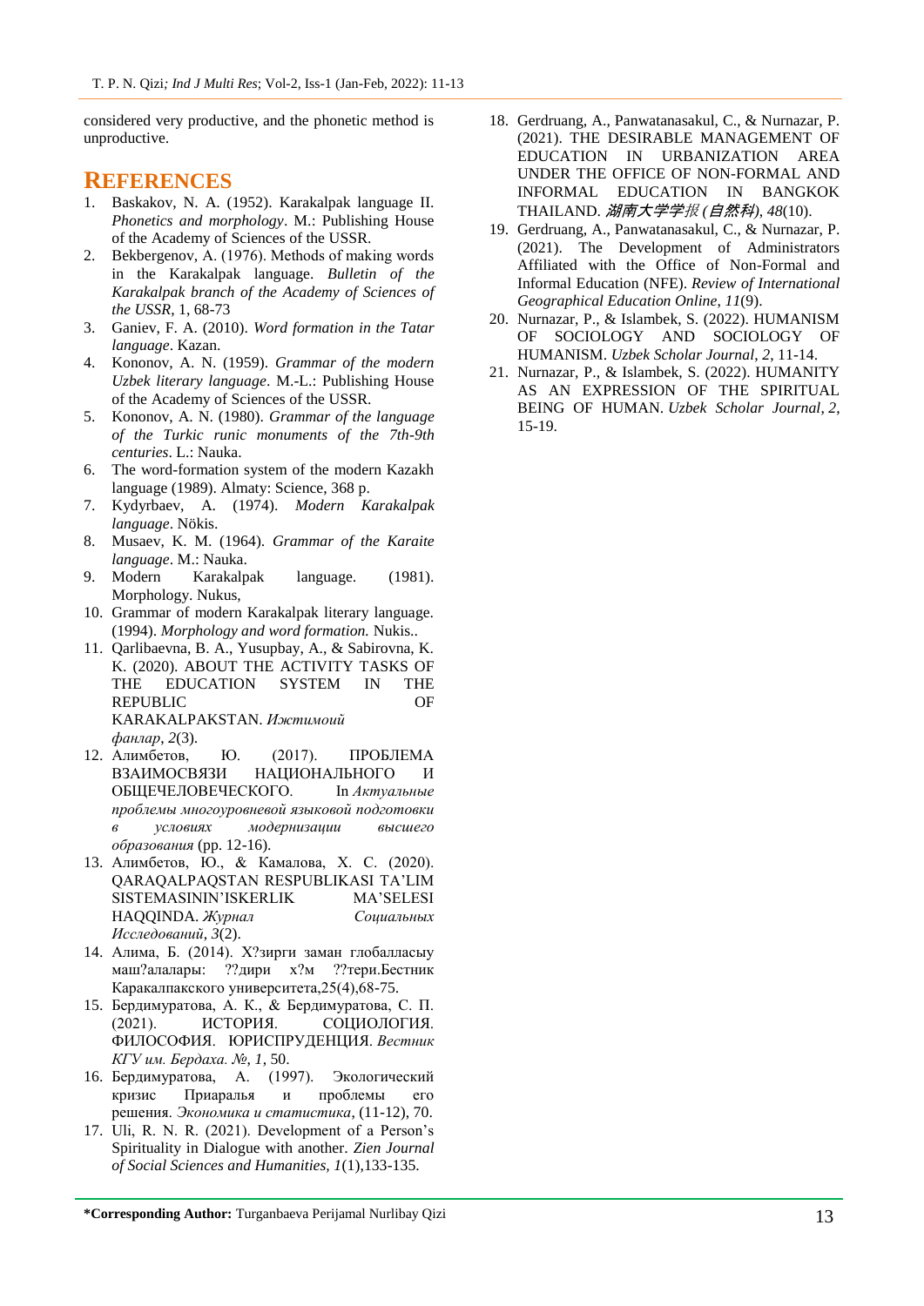considered very productive, and the phonetic method is unproductive.

## REFERENCES

1. Baskakov, N. A. (1952). Karakalpak language II. *Phonetics and morphology*. M.: Publishing House of the Academy of Sciences of the USSR.
2. Bekbergenov, A. (1976). Methods of making words in the Karakalpak language. *Bulletin of the Karakalpak branch of the Academy of Sciences of the USSR*, 1, 68-73
3. Ganiev, F. A. (2010). *Word formation in the Tatar language*. Kazan.
4. Kononov, A. N. (1959). *Grammar of the modern Uzbek literary language*. M.-L.: Publishing House of the Academy of Sciences of the USSR.
5. Kononov, A. N. (1980). *Grammar of the language of the Turkic runic monuments of the 7th-9th centuries*. L.: Nauka.
6. The word-formation system of the modern Kazakh language (1989). Almaty: Science, 368 p.
7. Kydyrbaev, A. (1974). *Modern Karakalpak language*. Nökis.
8. Musaev, K. M. (1964). *Grammar of the Karaite language*. M.: Nauka.
9. Modern Karakalpak language. (1981). Morphology. Nukus,
10. Grammar of modern Karakalpak literary language. (1994). *Morphology and word formation.* Nukis..
11. Qarlibaevna, B. A., Yusupbay, A., & Sabirovna, K. K. (2020). ABOUT THE ACTIVITY TASKS OF THE EDUCATION SYSTEM IN THE REPUBLIC OF KARAKALPAKSTAN. *Ижтимоий фанлар*, *2*(3).
12. Алимбетов, Ю. (2017). ПРОБЛЕМА ВЗАИМОСВЯЗИ НАЦИОНАЛЬНОГО И ОБЩЕЧЕЛОВЕЧЕСКОГО. In *Актуальные проблемы многоуровневой языковой подготовки в условиях модернизации высшего образования* (pp. 12-16).
13. Алимбетов, Ю., & Камалова, Х. С. (2020). QARAQALPAQSTAN RESPUBLIKASI TA'LIM SISTEMASININ'ISKERLIK MA'SELESI HAQQINDA. *Журнал Социальных Исследований*, *3*(2).
14. Алима, Б. (2014). Х?зирги заман глобалласыу маш?алалары: ??дири х?м ??тери.Бестник Каракалпакского университета,25(4),68-75.
15. Бердимуратова, А. К., & Бердимуратова, С. П. (2021). ИСТОРИЯ. СОЦИОЛОГИЯ. ФИЛОСОФИЯ. ЮРИСПРУДЕНЦИЯ. *Вестник КГУ им. Бердаха. №*, *1*, 50.
16. Бердимуратова, А. (1997). Экологический кризис Приаралья и проблемы его решения. *Экономика и статистика*, (11-12), 70.
17. Uli, R. N. R. (2021). Development of a Person's Spirituality in Dialogue with another. *Zien Journal of Social Sciences and Humanities*, *1*(1),133-135.
18. Gerdruang, A., Panwatanasakul, C., & Nurnazar, P. (2021). THE DESIRABLE MANAGEMENT OF EDUCATION IN URBANIZATION AREA UNDER THE OFFICE OF NON-FORMAL AND INFORMAL EDUCATION IN BANGKOK THAILAND. *湖南大学学报 (自然科)*, *48*(10).
19. Gerdruang, A., Panwatanasakul, C., & Nurnazar, P. (2021). The Development of Administrators Affiliated with the Office of Non-Formal and Informal Education (NFE). *Review of International Geographical Education Online*, *11*(9).
20. Nurnazar, P., & Islambek, S. (2022). HUMANISM OF SOCIOLOGY AND SOCIOLOGY OF HUMANISM. *Uzbek Scholar Journal*, *2*, 11-14.
21. Nurnazar, P., & Islambek, S. (2022). HUMANITY AS AN EXPRESSION OF THE SPIRITUAL BEING OF HUMAN. *Uzbek Scholar Journal*, *2*, 15-19.

**\*Corresponding Author:** Turganbaeva Perijamal Nurlibay Qizi